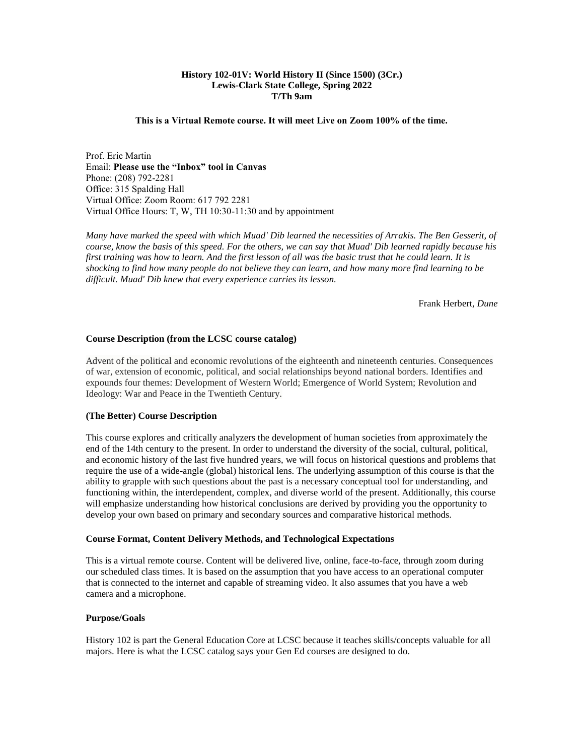**History 102-01V: World History II (Since 1500) (3Cr.)**
**Lewis-Clark State College, Spring 2022**
**T/Th 9am**

**This is a Virtual Remote course. It will meet Live on Zoom 100% of the time.**

Prof. Eric Martin
Email: **Please use the "Inbox" tool in Canvas**
Phone: (208) 792-2281
Office: 315 Spalding Hall
Virtual Office: Zoom Room: 617 792 2281
Virtual Office Hours: T, W, TH 10:30-11:30 and by appointment

*Many have marked the speed with which Muad' Dib learned the necessities of Arrakis. The Ben Gesserit, of course, know the basis of this speed. For the others, we can say that Muad' Dib learned rapidly because his first training was how to learn. And the first lesson of all was the basic trust that he could learn. It is shocking to find how many people do not believe they can learn, and how many more find learning to be difficult. Muad' Dib knew that every experience carries its lesson.*

Frank Herbert, *Dune*

### Course Description (from the LCSC course catalog)

Advent of the political and economic revolutions of the eighteenth and nineteenth centuries. Consequences of war, extension of economic, political, and social relationships beyond national borders. Identifies and expounds four themes: Development of Western World; Emergence of World System; Revolution and Ideology: War and Peace in the Twentieth Century.

### (The Better) Course Description

This course explores and critically analyzers the development of human societies from approximately the end of the 14th century to the present. In order to understand the diversity of the social, cultural, political, and economic history of the last five hundred years, we will focus on historical questions and problems that require the use of a wide-angle (global) historical lens. The underlying assumption of this course is that the ability to grapple with such questions about the past is a necessary conceptual tool for understanding, and functioning within, the interdependent, complex, and diverse world of the present. Additionally, this course will emphasize understanding how historical conclusions are derived by providing you the opportunity to develop your own based on primary and secondary sources and comparative historical methods.

### Course Format, Content Delivery Methods, and Technological Expectations

This is a virtual remote course. Content will be delivered live, online, face-to-face, through zoom during our scheduled class times. It is based on the assumption that you have access to an operational computer that is connected to the internet and capable of streaming video. It also assumes that you have a web camera and a microphone.

### Purpose/Goals

History 102 is part the General Education Core at LCSC because it teaches skills/concepts valuable for all majors. Here is what the LCSC catalog says your Gen Ed courses are designed to do.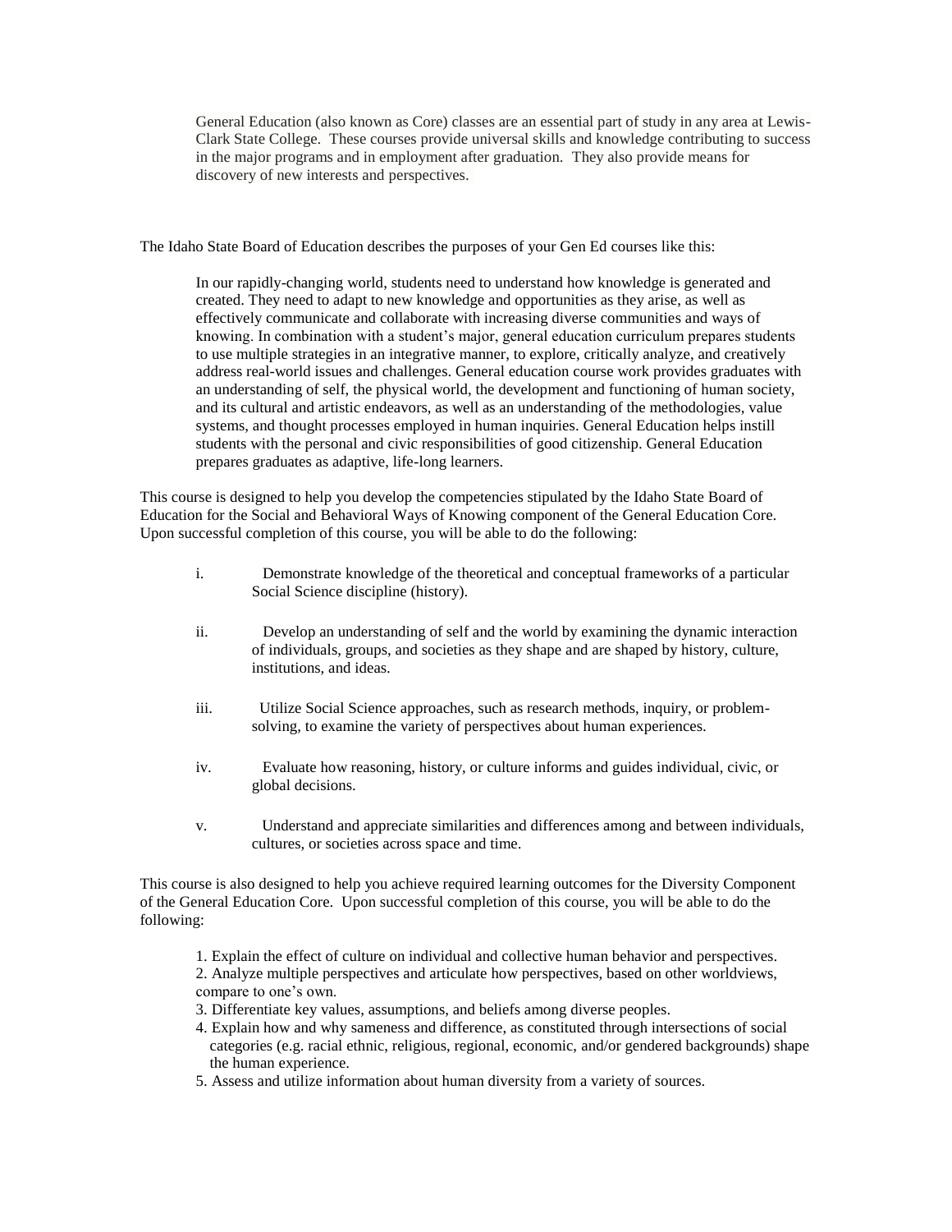> General Education (also known as Core) classes are an essential part of study in any area at Lewis-Clark State College. These courses provide universal skills and knowledge contributing to success in the major programs and in employment after graduation. They also provide means for discovery of new interests and perspectives.

The Idaho State Board of Education describes the purposes of your Gen Ed courses like this:

> In our rapidly-changing world, students need to understand how knowledge is generated and created. They need to adapt to new knowledge and opportunities as they arise, as well as effectively communicate and collaborate with increasing diverse communities and ways of knowing. In combination with a student's major, general education curriculum prepares students to use multiple strategies in an integrative manner, to explore, critically analyze, and creatively address real-world issues and challenges. General education course work provides graduates with an understanding of self, the physical world, the development and functioning of human society, and its cultural and artistic endeavors, as well as an understanding of the methodologies, value systems, and thought processes employed in human inquiries. General Education helps instill students with the personal and civic responsibilities of good citizenship. General Education prepares graduates as adaptive, life-long learners.

This course is designed to help you develop the competencies stipulated by the Idaho State Board of Education for the Social and Behavioral Ways of Knowing component of the General Education Core. Upon successful completion of this course, you will be able to do the following:

- i. Demonstrate knowledge of the theoretical and conceptual frameworks of a particular Social Science discipline (history).
- ii. Develop an understanding of self and the world by examining the dynamic interaction of individuals, groups, and societies as they shape and are shaped by history, culture, institutions, and ideas.
- iii. Utilize Social Science approaches, such as research methods, inquiry, or problem-solving, to examine the variety of perspectives about human experiences.
- iv. Evaluate how reasoning, history, or culture informs and guides individual, civic, or global decisions.
- v. Understand and appreciate similarities and differences among and between individuals, cultures, or societies across space and time.

This course is also designed to help you achieve required learning outcomes for the Diversity Component of the General Education Core. Upon successful completion of this course, you will be able to do the following:

1. Explain the effect of culture on individual and collective human behavior and perspectives.
2. Analyze multiple perspectives and articulate how perspectives, based on other worldviews, compare to one's own.
3. Differentiate key values, assumptions, and beliefs among diverse peoples.
4. Explain how and why sameness and difference, as constituted through intersections of social categories (e.g. racial ethnic, religious, regional, economic, and/or gendered backgrounds) shape the human experience.
5. Assess and utilize information about human diversity from a variety of sources.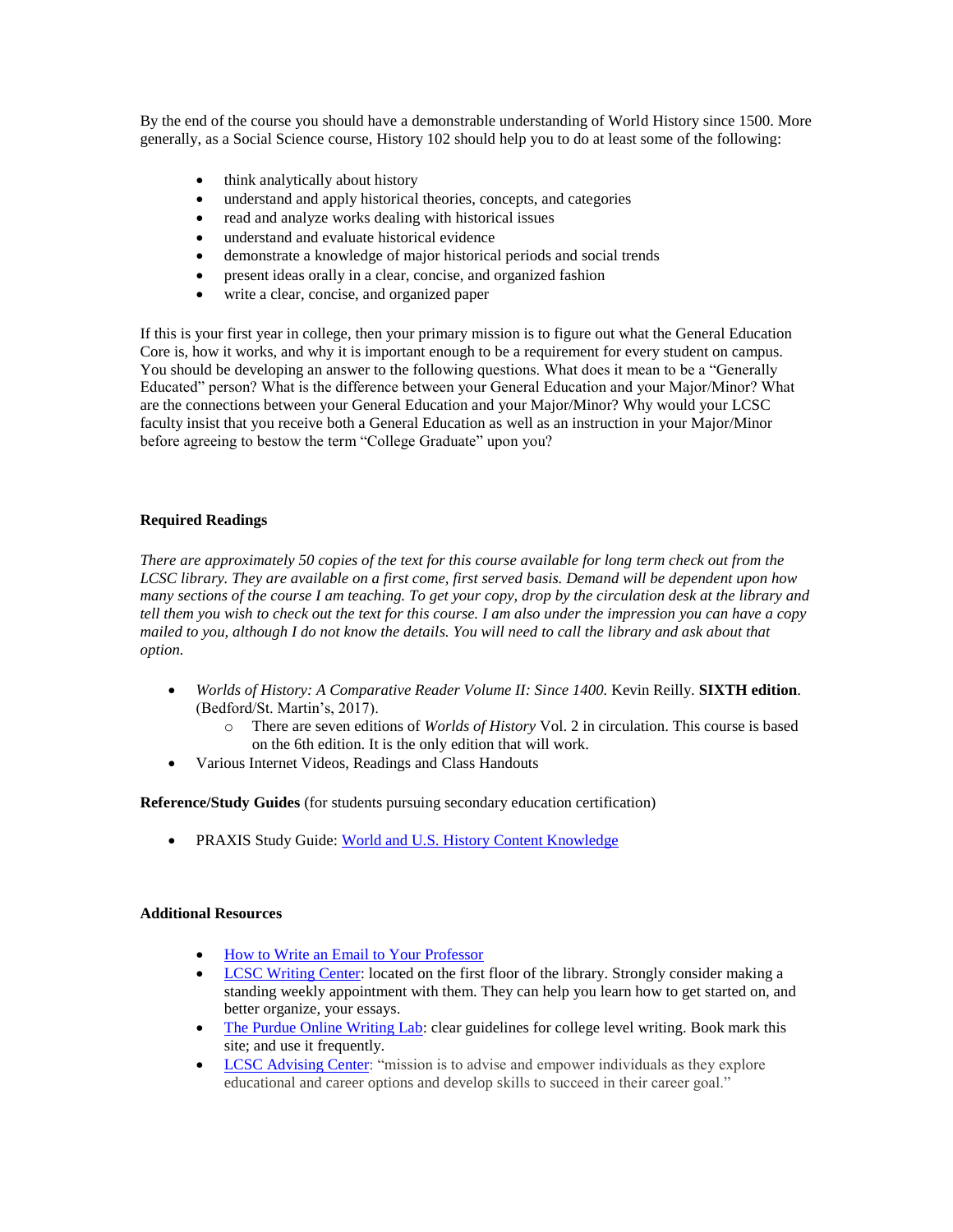By the end of the course you should have a demonstrable understanding of World History since 1500. More generally, as a Social Science course, History 102 should help you to do at least some of the following:

- think analytically about history
- understand and apply historical theories, concepts, and categories
- read and analyze works dealing with historical issues
- understand and evaluate historical evidence
- demonstrate a knowledge of major historical periods and social trends
- present ideas orally in a clear, concise, and organized fashion
- write a clear, concise, and organized paper

If this is your first year in college, then your primary mission is to figure out what the General Education Core is, how it works, and why it is important enough to be a requirement for every student on campus. You should be developing an answer to the following questions. What does it mean to be a "Generally Educated" person? What is the difference between your General Education and your Major/Minor? What are the connections between your General Education and your Major/Minor? Why would your LCSC faculty insist that you receive both a General Education as well as an instruction in your Major/Minor before agreeing to bestow the term "College Graduate" upon you?

**Required Readings**

*There are approximately 50 copies of the text for this course available for long term check out from the LCSC library. They are available on a first come, first served basis. Demand will be dependent upon how many sections of the course I am teaching. To get your copy, drop by the circulation desk at the library and tell them you wish to check out the text for this course. I am also under the impression you can have a copy mailed to you, although I do not know the details. You will need to call the library and ask about that option.*

- *Worlds of History: A Comparative Reader Volume II: Since 1400.* Kevin Reilly. **SIXTH edition**. (Bedford/St. Martin's, 2017).
  - There are seven editions of *Worlds of History* Vol. 2 in circulation. This course is based on the 6th edition. It is the only edition that will work.
- Various Internet Videos, Readings and Class Handouts

**Reference/Study Guides** (for students pursuing secondary education certification)

- PRAXIS Study Guide: World and U.S. History Content Knowledge

**Additional Resources**

- How to Write an Email to Your Professor
- LCSC Writing Center: located on the first floor of the library. Strongly consider making a standing weekly appointment with them. They can help you learn how to get started on, and better organize, your essays.
- The Purdue Online Writing Lab: clear guidelines for college level writing. Book mark this site; and use it frequently.
- LCSC Advising Center: "mission is to advise and empower individuals as they explore educational and career options and develop skills to succeed in their career goal."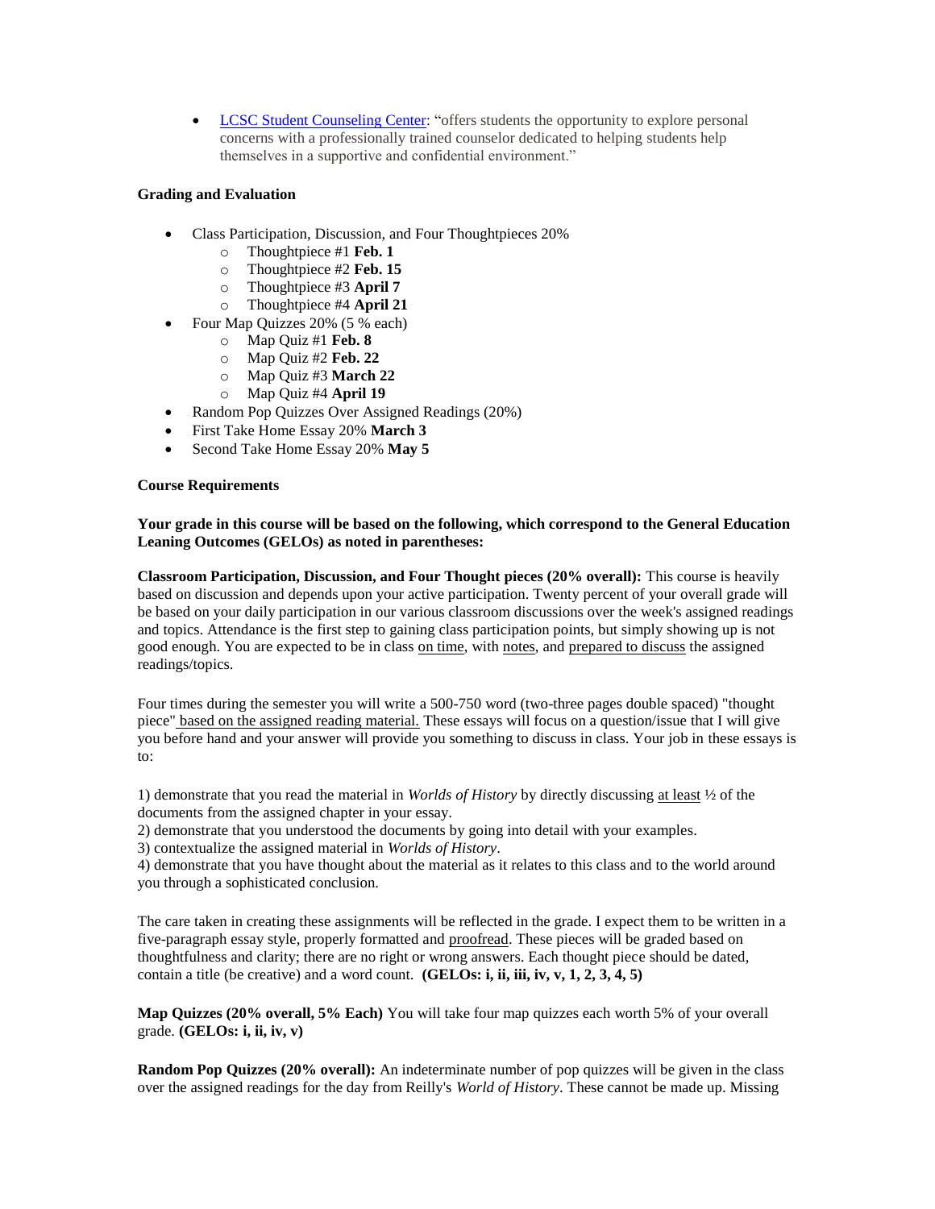- [LCSC Student Counseling Center](#): "offers students the opportunity to explore personal concerns with a professionally trained counselor dedicated to helping students help themselves in a supportive and confidential environment."

**Grading and Evaluation**

- Class Participation, Discussion, and Four Thoughtpieces 20%
  - Thoughtpiece #1 **Feb. 1**
  - Thoughtpiece #2 **Feb. 15**
  - Thoughtpiece #3 **April 7**
  - Thoughtpiece #4 **April 21**
- Four Map Quizzes 20% (5 % each)
  - Map Quiz #1 **Feb. 8**
  - Map Quiz #2 **Feb. 22**
  - Map Quiz #3 **March 22**
  - Map Quiz #4 **April 19**
- Random Pop Quizzes Over Assigned Readings (20%)
- First Take Home Essay 20% **March 3**
- Second Take Home Essay 20% **May 5**

**Course Requirements**

**Your grade in this course will be based on the following, which correspond to the General Education Leaning Outcomes (GELOs) as noted in parentheses:**

**Classroom Participation, Discussion, and Four Thought pieces (20% overall):** This course is heavily based on discussion and depends upon your active participation. Twenty percent of your overall grade will be based on your daily participation in our various classroom discussions over the week's assigned readings and topics. Attendance is the first step to gaining class participation points, but simply showing up is not good enough. You are expected to be in class on time, with notes, and prepared to discuss the assigned readings/topics.

Four times during the semester you will write a 500-750 word (two-three pages double spaced) "thought piece" based on the assigned reading material. These essays will focus on a question/issue that I will give you before hand and your answer will provide you something to discuss in class. Your job in these essays is to:

1) demonstrate that you read the material in *Worlds of History* by directly discussing at least ½ of the documents from the assigned chapter in your essay.
2) demonstrate that you understood the documents by going into detail with your examples.
3) contextualize the assigned material in *Worlds of History*.
4) demonstrate that you have thought about the material as it relates to this class and to the world around you through a sophisticated conclusion.

The care taken in creating these assignments will be reflected in the grade. I expect them to be written in a five-paragraph essay style, properly formatted and proofread. These pieces will be graded based on thoughtfulness and clarity; there are no right or wrong answers. Each thought piece should be dated, contain a title (be creative) and a word count. **(GELOs: i, ii, iii, iv, v, 1, 2, 3, 4, 5)**

**Map Quizzes (20% overall, 5% Each)** You will take four map quizzes each worth 5% of your overall grade. **(GELOs: i, ii, iv, v)**

**Random Pop Quizzes (20% overall):** An indeterminate number of pop quizzes will be given in the class over the assigned readings for the day from Reilly's *World of History*. These cannot be made up. Missing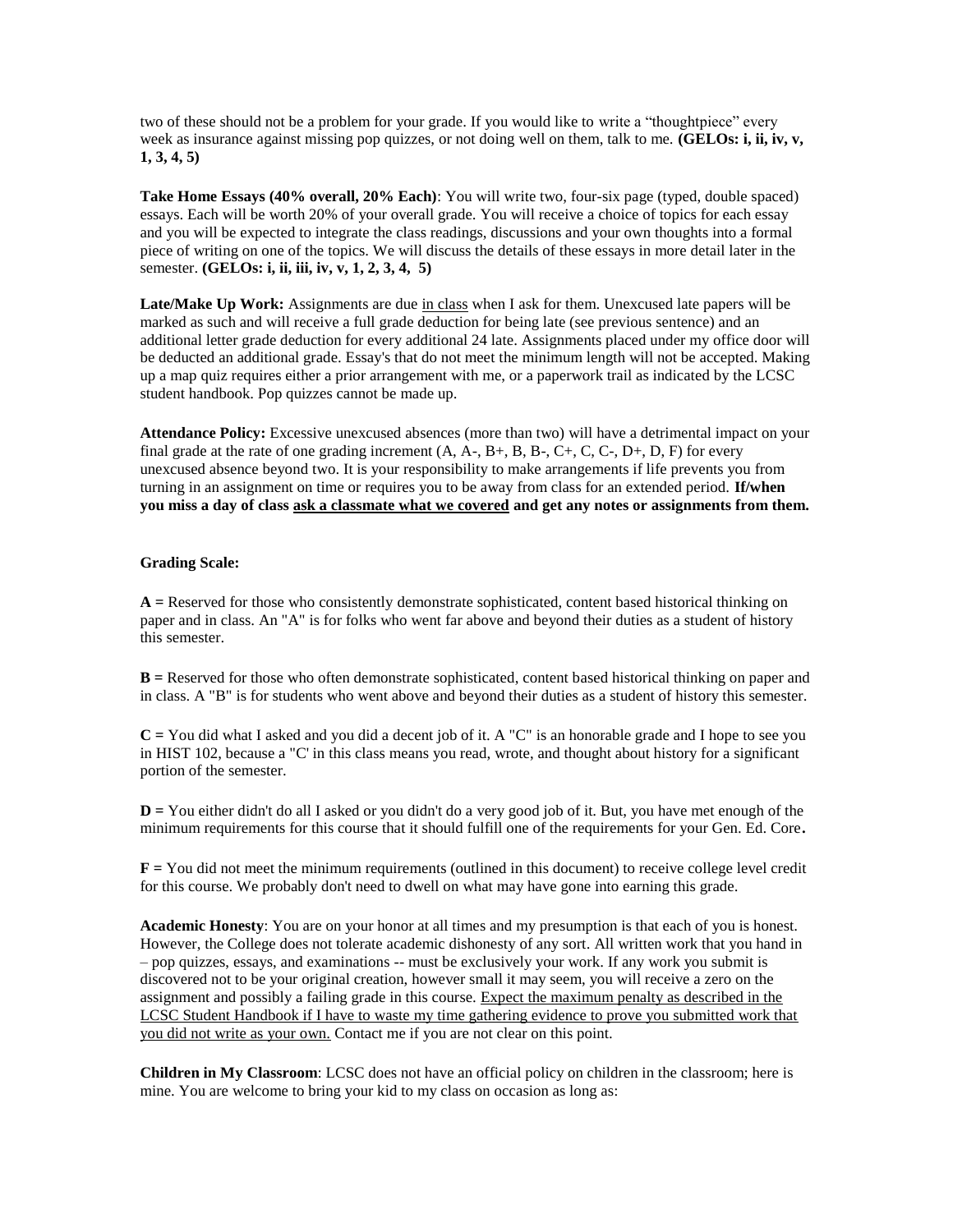two of these should not be a problem for your grade. If you would like to write a "thoughtpiece" every week as insurance against missing pop quizzes, or not doing well on them, talk to me. **(GELOs: i, ii, iv, v, 1, 3, 4, 5)**

**Take Home Essays (40% overall, 20% Each)**: You will write two, four-six page (typed, double spaced) essays. Each will be worth 20% of your overall grade. You will receive a choice of topics for each essay and you will be expected to integrate the class readings, discussions and your own thoughts into a formal piece of writing on one of the topics. We will discuss the details of these essays in more detail later in the semester. **(GELOs: i, ii, iii, iv, v, 1, 2, 3, 4, 5)**

**Late/Make Up Work:** Assignments are due <u>in class</u> when I ask for them. Unexcused late papers will be marked as such and will receive a full grade deduction for being late (see previous sentence) and an additional letter grade deduction for every additional 24 late. Assignments placed under my office door will be deducted an additional grade. Essay's that do not meet the minimum length will not be accepted. Making up a map quiz requires either a prior arrangement with me, or a paperwork trail as indicated by the LCSC student handbook. Pop quizzes cannot be made up.

**Attendance Policy:** Excessive unexcused absences (more than two) will have a detrimental impact on your final grade at the rate of one grading increment (A, A-, B+, B, B-, C+, C, C-, D+, D, F) for every unexcused absence beyond two. It is your responsibility to make arrangements if life prevents you from turning in an assignment on time or requires you to be away from class for an extended period. **If/when you miss a day of class <u>ask a classmate what we covered</u> and get any notes or assignments from them.**

**Grading Scale:**

**A =** Reserved for those who consistently demonstrate sophisticated, content based historical thinking on paper and in class. An "A" is for folks who went far above and beyond their duties as a student of history this semester.

**B =** Reserved for those who often demonstrate sophisticated, content based historical thinking on paper and in class. A "B" is for students who went above and beyond their duties as a student of history this semester.

**C =** You did what I asked and you did a decent job of it. A "C" is an honorable grade and I hope to see you in HIST 102, because a "C' in this class means you read, wrote, and thought about history for a significant portion of the semester.

**D =** You either didn't do all I asked or you didn't do a very good job of it. But, you have met enough of the minimum requirements for this course that it should fulfill one of the requirements for your Gen. Ed. Core**.**

**F =** You did not meet the minimum requirements (outlined in this document) to receive college level credit for this course. We probably don't need to dwell on what may have gone into earning this grade.

**Academic Honesty**: You are on your honor at all times and my presumption is that each of you is honest. However, the College does not tolerate academic dishonesty of any sort. All written work that you hand in – pop quizzes, essays, and examinations -- must be exclusively your work. If any work you submit is discovered not to be your original creation, however small it may seem, you will receive a zero on the assignment and possibly a failing grade in this course. <u>Expect the maximum penalty as described in the LCSC Student Handbook if I have to waste my time gathering evidence to prove you submitted work that you did not write as your own.</u> Contact me if you are not clear on this point.

**Children in My Classroom**: LCSC does not have an official policy on children in the classroom; here is mine. You are welcome to bring your kid to my class on occasion as long as: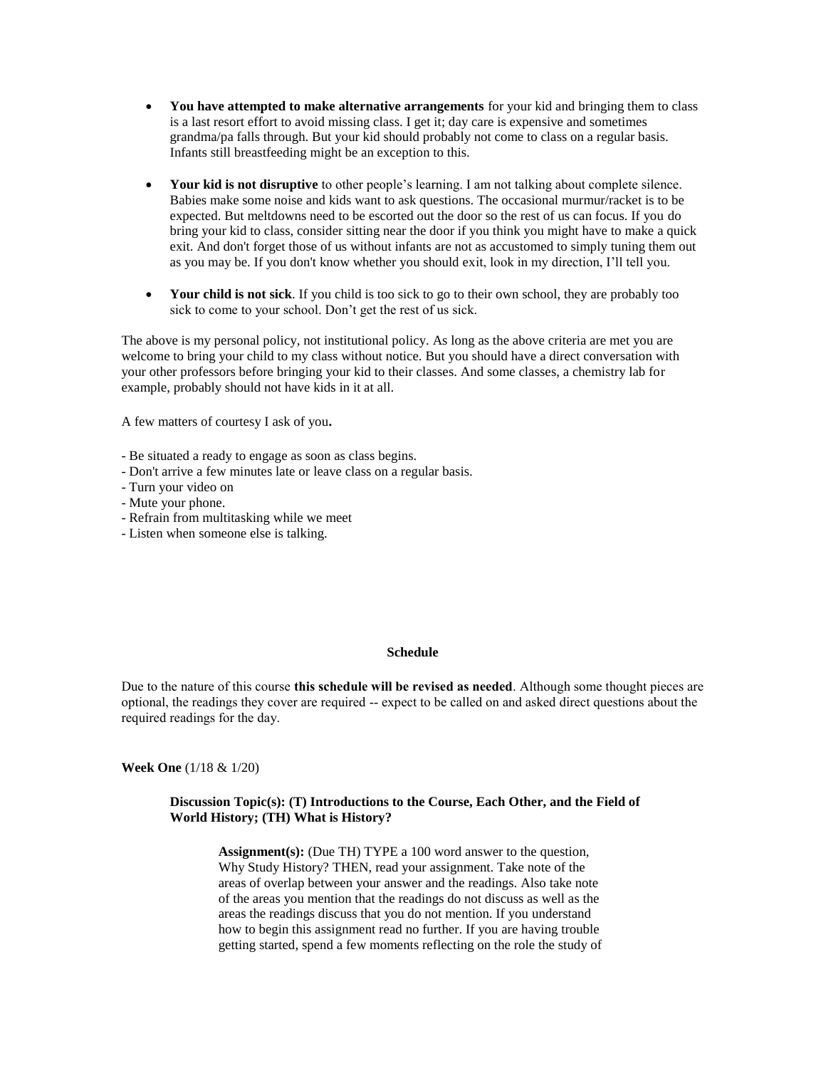- **You have attempted to make alternative arrangements** for your kid and bringing them to class is a last resort effort to avoid missing class. I get it; day care is expensive and sometimes grandma/pa falls through. But your kid should probably not come to class on a regular basis. Infants still breastfeeding might be an exception to this.

- **Your kid is not disruptive** to other people's learning. I am not talking about complete silence. Babies make some noise and kids want to ask questions. The occasional murmur/racket is to be expected. But meltdowns need to be escorted out the door so the rest of us can focus. If you do bring your kid to class, consider sitting near the door if you think you might have to make a quick exit. And don't forget those of us without infants are not as accustomed to simply tuning them out as you may be. If you don't know whether you should exit, look in my direction, I'll tell you.

- **Your child is not sick**. If you child is too sick to go to their own school, they are probably too sick to come to your school. Don't get the rest of us sick.

The above is my personal policy, not institutional policy. As long as the above criteria are met you are welcome to bring your child to my class without notice. But you should have a direct conversation with your other professors before bringing your kid to their classes. And some classes, a chemistry lab for example, probably should not have kids in it at all.

A few matters of courtesy I ask of you**.**

- Be situated a ready to engage as soon as class begins.
- Don't arrive a few minutes late or leave class on a regular basis.
- Turn your video on
- Mute your phone.
- Refrain from multitasking while we meet
- Listen when someone else is talking.

## Schedule

Due to the nature of this course **this schedule will be revised as needed**. Although some thought pieces are optional, the readings they cover are required -- expect to be called on and asked direct questions about the required readings for the day.

**Week One** (1/18 & 1/20)

**Discussion Topic(s): (T) Introductions to the Course, Each Other, and the Field of World History; (TH) What is History?**

**Assignment(s):** (Due TH) TYPE a 100 word answer to the question, Why Study History? THEN, read your assignment. Take note of the areas of overlap between your answer and the readings. Also take note of the areas you mention that the readings do not discuss as well as the areas the readings discuss that you do not mention. If you understand how to begin this assignment read no further. If you are having trouble getting started, spend a few moments reflecting on the role the study of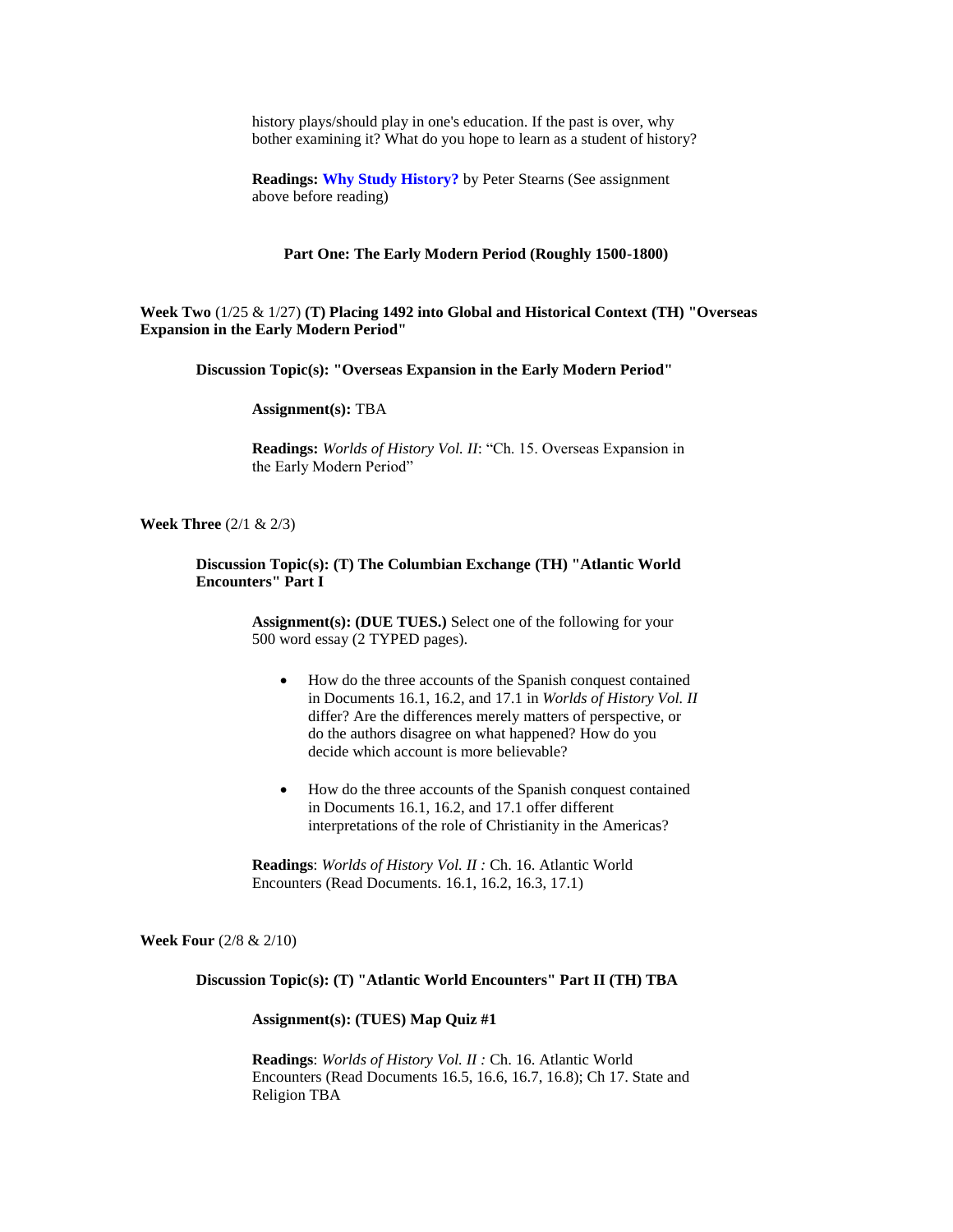history plays/should play in one's education. If the past is over, why bother examining it? What do you hope to learn as a student of history?

**Readings:** **Why Study History?** by Peter Stearns (See assignment above before reading)

## Part One: The Early Modern Period (Roughly 1500-1800)

**Week Two** (1/25 & 1/27) **(T) Placing 1492 into Global and Historical Context (TH) "Overseas Expansion in the Early Modern Period"**

**Discussion Topic(s): "Overseas Expansion in the Early Modern Period"**

**Assignment(s):** TBA

**Readings:** *Worlds of History Vol. II*: "Ch. 15. Overseas Expansion in the Early Modern Period"

**Week Three** (2/1 & 2/3)

**Discussion Topic(s): (T) The Columbian Exchange (TH) "Atlantic World Encounters" Part I**

**Assignment(s): (DUE TUES.)** Select one of the following for your 500 word essay (2 TYPED pages).

- How do the three accounts of the Spanish conquest contained in Documents 16.1, 16.2, and 17.1 in *Worlds of History Vol. II* differ? Are the differences merely matters of perspective, or do the authors disagree on what happened? How do you decide which account is more believable?
- How do the three accounts of the Spanish conquest contained in Documents 16.1, 16.2, and 17.1 offer different interpretations of the role of Christianity in the Americas?

**Readings**: *Worlds of History Vol. II :* Ch. 16. Atlantic World Encounters (Read Documents. 16.1, 16.2, 16.3, 17.1)

**Week Four** (2/8 & 2/10)

**Discussion Topic(s): (T) "Atlantic World Encounters" Part II (TH) TBA**

**Assignment(s): (TUES) Map Quiz #1**

**Readings**: *Worlds of History Vol. II :* Ch. 16. Atlantic World Encounters (Read Documents 16.5, 16.6, 16.7, 16.8); Ch 17. State and Religion TBA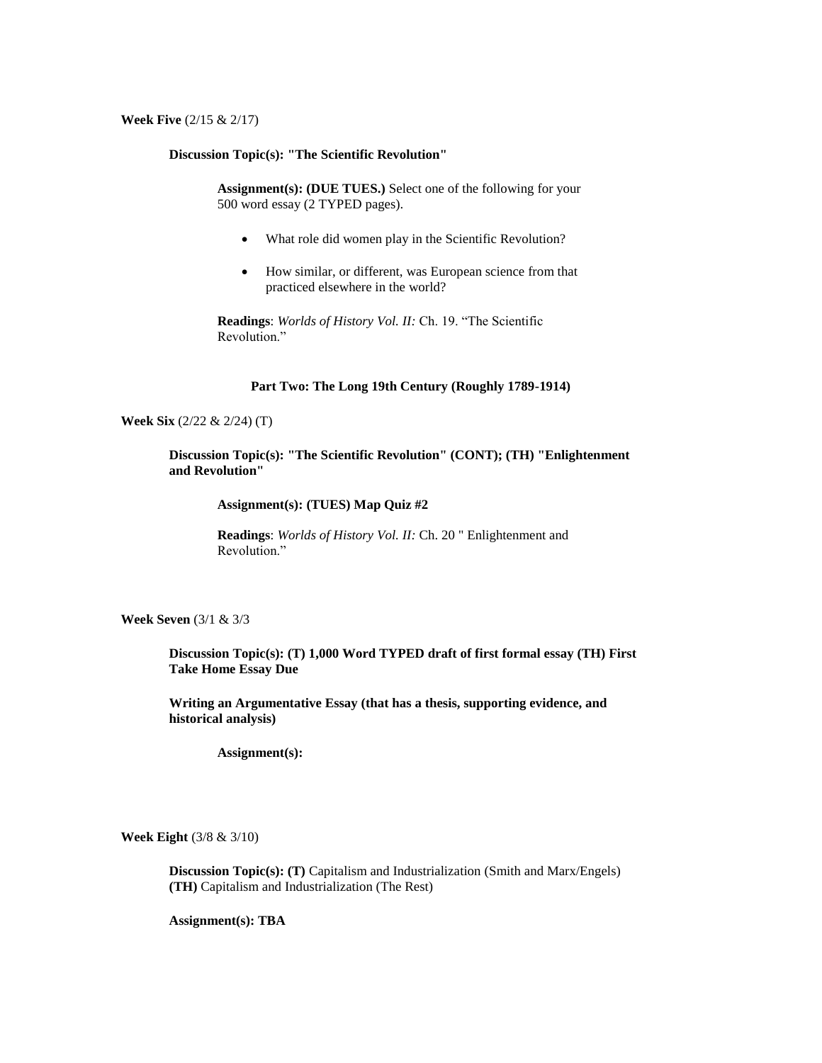**Week Five** (2/15 & 2/17)

**Discussion Topic(s): "The Scientific Revolution"**

**Assignment(s): (DUE TUES.)** Select one of the following for your 500 word essay (2 TYPED pages).

- What role did women play in the Scientific Revolution?
- How similar, or different, was European science from that practiced elsewhere in the world?

**Readings**: *Worlds of History Vol. II:* Ch. 19. "The Scientific Revolution."

**Part Two: The Long 19th Century (Roughly 1789-1914)**

**Week Six** (2/22 & 2/24) (T)

**Discussion Topic(s): "The Scientific Revolution" (CONT); (TH) "Enlightenment and Revolution"**

**Assignment(s): (TUES) Map Quiz #2**

**Readings**: *Worlds of History Vol. II:* Ch. 20 " Enlightenment and Revolution."

**Week Seven** (3/1 & 3/3

**Discussion Topic(s): (T) 1,000 Word TYPED draft of first formal essay (TH) First Take Home Essay Due**

**Writing an Argumentative Essay (that has a thesis, supporting evidence, and historical analysis)**

**Assignment(s):**

**Week Eight** (3/8 & 3/10)

**Discussion Topic(s): (T)** Capitalism and Industrialization (Smith and Marx/Engels) **(TH)** Capitalism and Industrialization (The Rest)

**Assignment(s): TBA**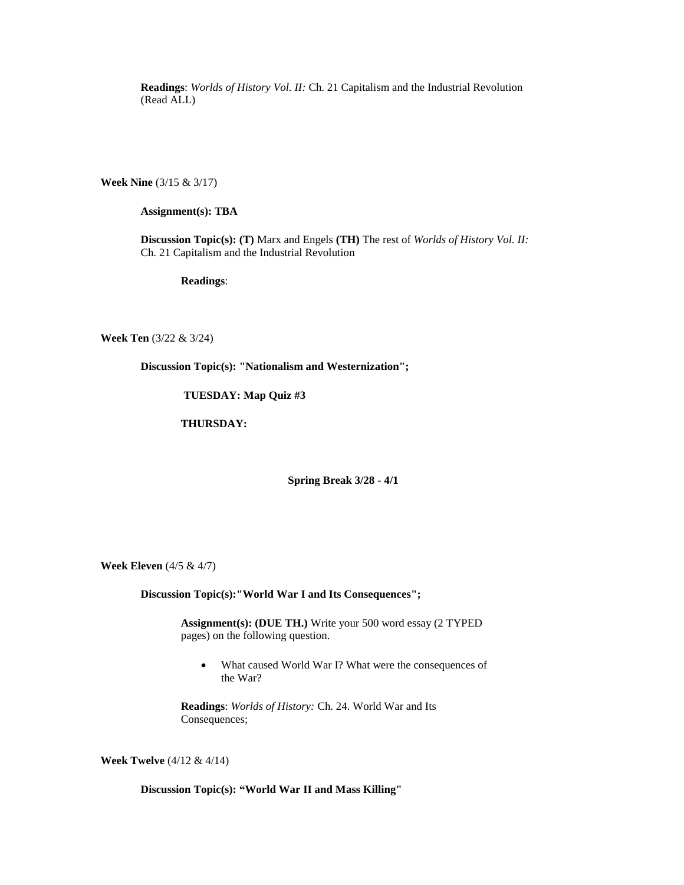**Readings**: *Worlds of History Vol. II:* Ch. 21 Capitalism and the Industrial Revolution (Read ALL)

**Week Nine** (3/15 & 3/17)

**Assignment(s): TBA**

**Discussion Topic(s): (T)** Marx and Engels **(TH)** The rest of *Worlds of History Vol. II:* Ch. 21 Capitalism and the Industrial Revolution

**Readings**:

**Week Ten** (3/22 & 3/24)

**Discussion Topic(s): "Nationalism and Westernization";**

**TUESDAY: Map Quiz #3**

**THURSDAY:**

**Spring Break 3/28 - 4/1**

**Week Eleven** (4/5 & 4/7)

**Discussion Topic(s):"World War I and Its Consequences";**

**Assignment(s): (DUE TH.)** Write your 500 word essay (2 TYPED pages) on the following question.

- What caused World War I? What were the consequences of the War?

**Readings**: *Worlds of History:* Ch. 24. World War and Its Consequences;

**Week Twelve** (4/12 & 4/14)

**Discussion Topic(s): "World War II and Mass Killing"**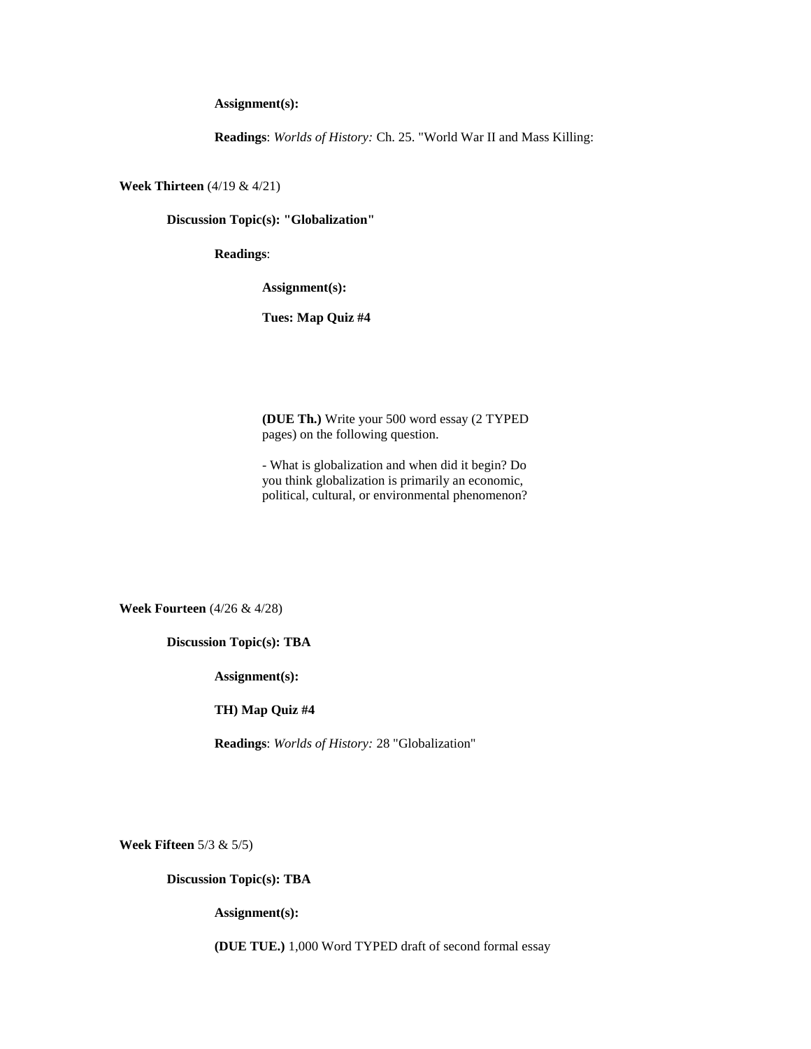**Assignment(s):**

**Readings**: *Worlds of History:* Ch. 25. "World War II and Mass Killing:

**Week Thirteen** (4/19 & 4/21)

**Discussion Topic(s): "Globalization"**

**Readings**:

**Assignment(s):**

**Tues: Map Quiz #4**

**(DUE Th.)** Write your 500 word essay (2 TYPED pages) on the following question.

- What is globalization and when did it begin? Do you think globalization is primarily an economic, political, cultural, or environmental phenomenon?

**Week Fourteen** (4/26 & 4/28)

**Discussion Topic(s): TBA**

**Assignment(s):**

**TH) Map Quiz #4**

**Readings**: *Worlds of History:* 28 "Globalization"

**Week Fifteen** 5/3 & 5/5)

**Discussion Topic(s): TBA**

**Assignment(s):**

**(DUE TUE.)** 1,000 Word TYPED draft of second formal essay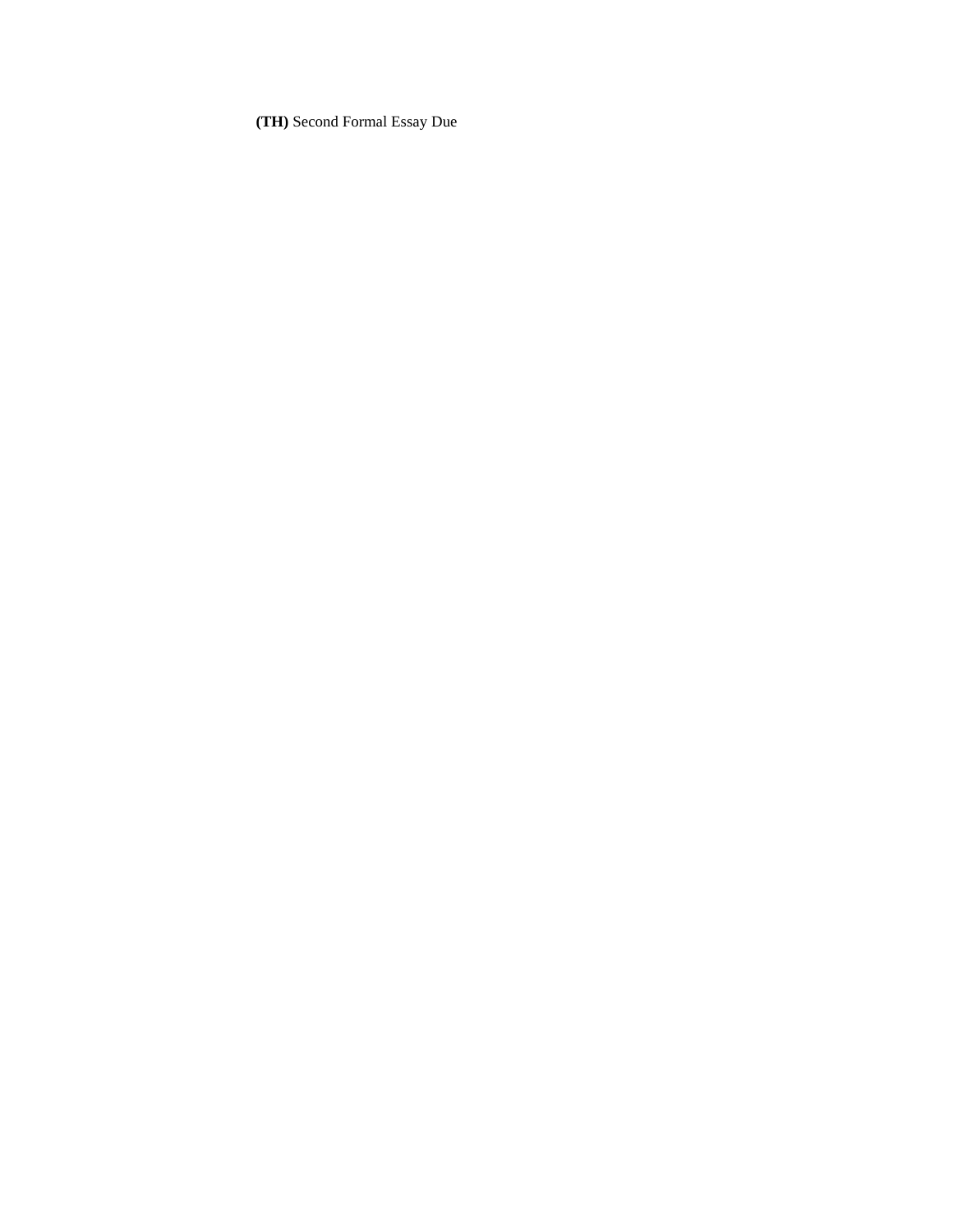**(TH)** Second Formal Essay Due